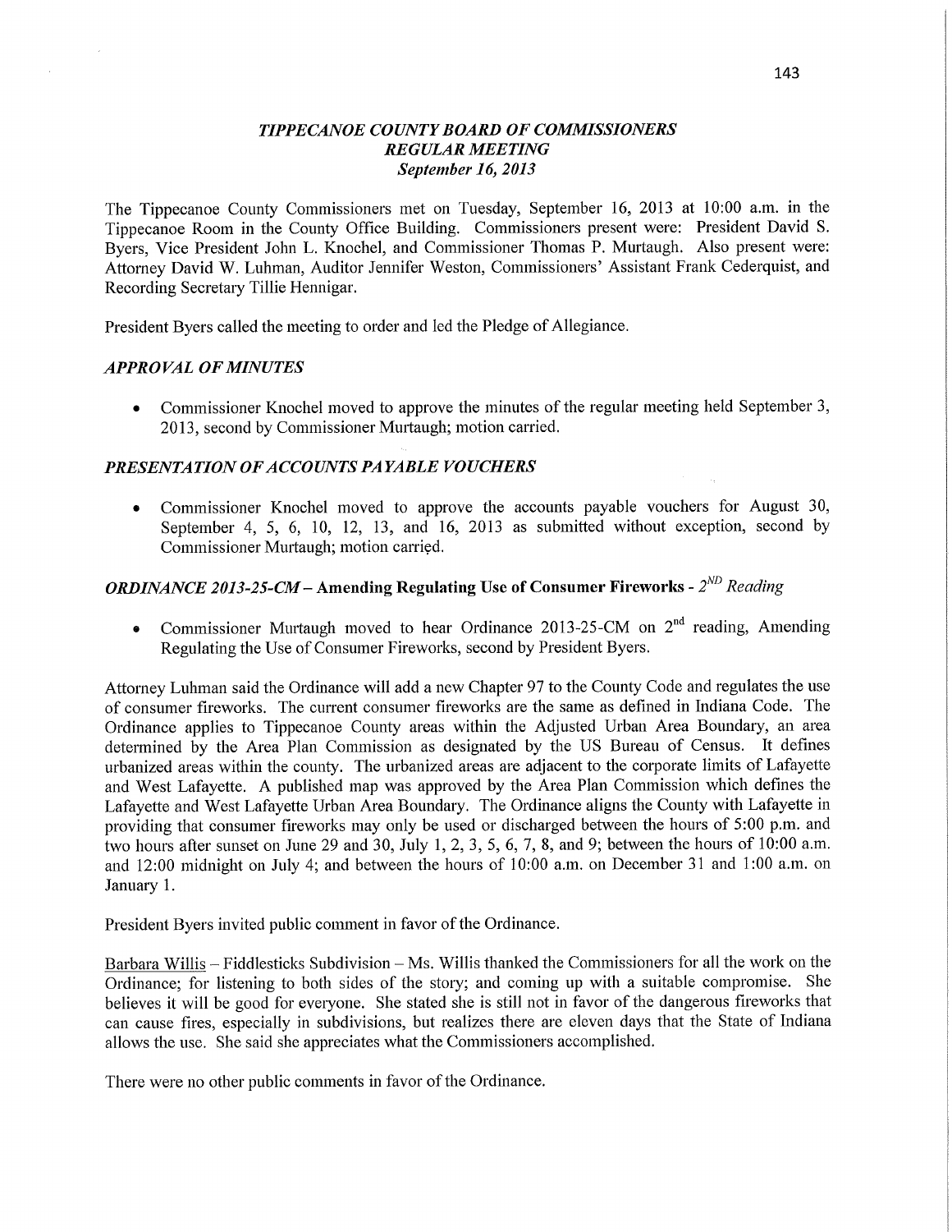## *TIPPECANOE COUNTY BOARD OF COMMISSIONERS*
## *REGULAR MEETING*
### *September 16, 2013*

The Tippecanoe County Commissioners met on Tuesday, September 16, 2013 at 10:00 a.m. in the Tippecanoe Room in the County Office Building. Commissioners present were: President David S. Byers, Vice President John L. Knochel, and Commissioner Thomas P. Murtaugh. Also present were: Attorney David W. Luhman, Auditor Jennifer Weston, Commissioners' Assistant Frank Cederquist, and Recording Secretary Tillie Hennigar.

President Byers called the meeting to order and led the Pledge of Allegiance.

### *APPROVAL OF MINUTES*

- Commissioner Knochel moved to approve the minutes of the regular meeting held September 3, 2013, second by Commissioner Murtaugh; motion carried.

### *PRESENTATION OF ACCOUNTS PAYABLE VOUCHERS*

- Commissioner Knochel moved to approve the accounts payable vouchers for August 30, September 4, 5, 6, 10, 12, 13, and 16, 2013 as submitted without exception, second by Commissioner Murtaugh; motion carried.

### *ORDINANCE 2013-25-CM* – Amending Regulating Use of Consumer Fireworks - *2ND Reading*

- Commissioner Murtaugh moved to hear Ordinance 2013-25-CM on 2nd reading, Amending Regulating the Use of Consumer Fireworks, second by President Byers.

Attorney Luhman said the Ordinance will add a new Chapter 97 to the County Code and regulates the use of consumer fireworks. The current consumer fireworks are the same as defined in Indiana Code. The Ordinance applies to Tippecanoe County areas within the Adjusted Urban Area Boundary, an area determined by the Area Plan Commission as designated by the US Bureau of Census. It defines urbanized areas within the county. The urbanized areas are adjacent to the corporate limits of Lafayette and West Lafayette. A published map was approved by the Area Plan Commission which defines the Lafayette and West Lafayette Urban Area Boundary. The Ordinance aligns the County with Lafayette in providing that consumer fireworks may only be used or discharged between the hours of 5:00 p.m. and two hours after sunset on June 29 and 30, July 1, 2, 3, 5, 6, 7, 8, and 9; between the hours of 10:00 a.m. and 12:00 midnight on July 4; and between the hours of 10:00 a.m. on December 31 and 1:00 a.m. on January 1.

President Byers invited public comment in favor of the Ordinance.

Barbara Willis – Fiddlesticks Subdivision – Ms. Willis thanked the Commissioners for all the work on the Ordinance; for listening to both sides of the story; and coming up with a suitable compromise. She believes it will be good for everyone. She stated she is still not in favor of the dangerous fireworks that can cause fires, especially in subdivisions, but realizes there are eleven days that the State of Indiana allows the use. She said she appreciates what the Commissioners accomplished.

There were no other public comments in favor of the Ordinance.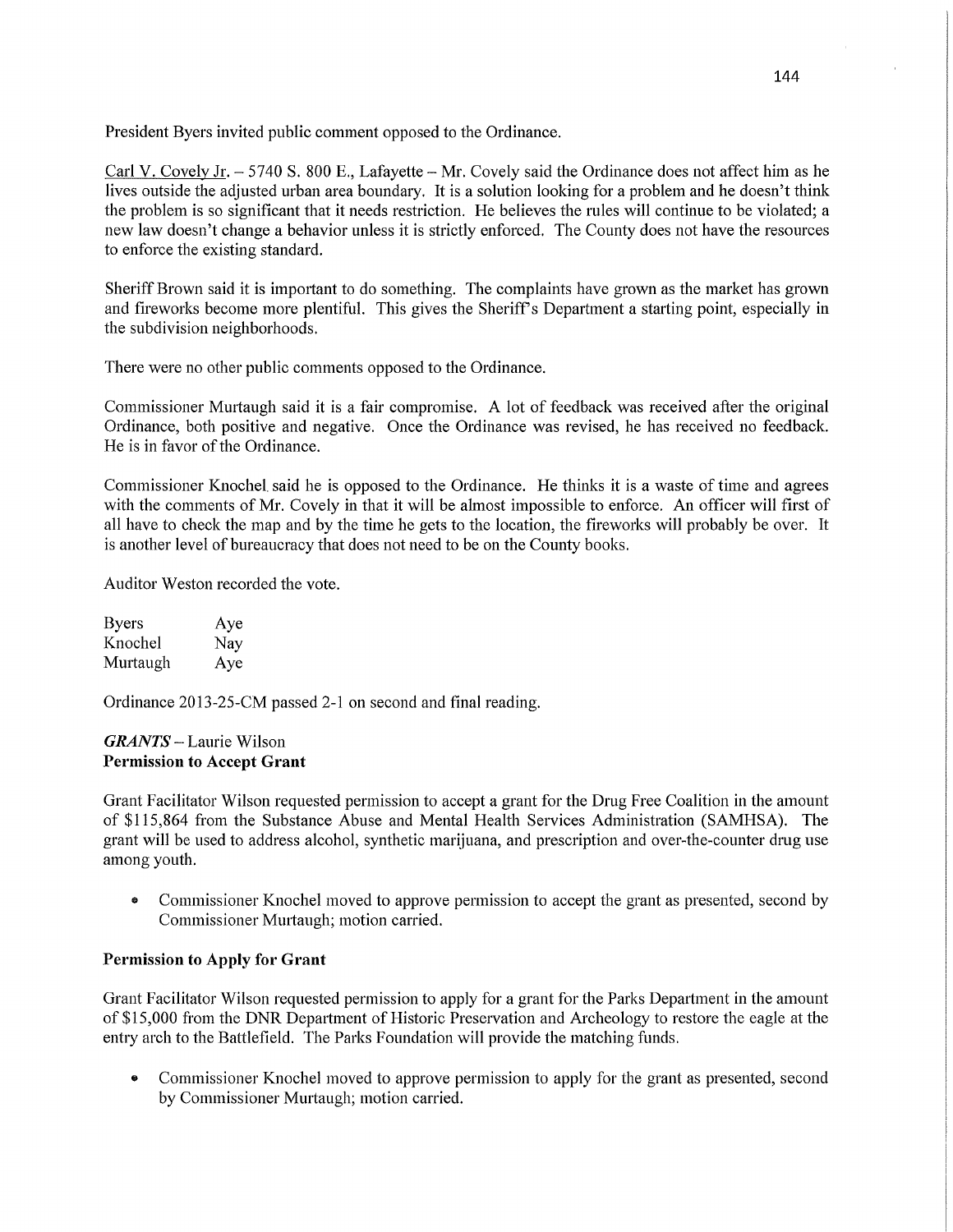President Byers invited public comment opposed to the Ordinance.

Carl V. Covely Jr. – 5740 S. 800 E., Lafayette – Mr. Covely said the Ordinance does not affect him as he lives outside the adjusted urban area boundary. It is a solution looking for a problem and he doesn't think the problem is so significant that it needs restriction. He believes the rules will continue to be violated; a new law doesn't change a behavior unless it is strictly enforced. The County does not have the resources to enforce the existing standard.

Sheriff Brown said it is important to do something. The complaints have grown as the market has grown and fireworks become more plentiful. This gives the Sheriff's Department a starting point, especially in the subdivision neighborhoods.

There were no other public comments opposed to the Ordinance.

Commissioner Murtaugh said it is a fair compromise. A lot of feedback was received after the original Ordinance, both positive and negative. Once the Ordinance was revised, he has received no feedback. He is in favor of the Ordinance.

Commissioner Knochel said he is opposed to the Ordinance. He thinks it is a waste of time and agrees with the comments of Mr. Covely in that it will be almost impossible to enforce. An officer will first of all have to check the map and by the time he gets to the location, the fireworks will probably be over. It is another level of bureaucracy that does not need to be on the County books.

Auditor Weston recorded the vote.

| | |
|---|---|
| Byers | Aye |
| Knochel | Nay |
| Murtaugh | Aye |

Ordinance 2013-25-CM passed 2-1 on second and final reading.

***GRANTS*** – Laurie Wilson
**Permission to Accept Grant**

Grant Facilitator Wilson requested permission to accept a grant for the Drug Free Coalition in the amount of $115,864 from the Substance Abuse and Mental Health Services Administration (SAMHSA). The grant will be used to address alcohol, synthetic marijuana, and prescription and over-the-counter drug use among youth.

- Commissioner Knochel moved to approve permission to accept the grant as presented, second by Commissioner Murtaugh; motion carried.

**Permission to Apply for Grant**

Grant Facilitator Wilson requested permission to apply for a grant for the Parks Department in the amount of $15,000 from the DNR Department of Historic Preservation and Archeology to restore the eagle at the entry arch to the Battlefield. The Parks Foundation will provide the matching funds.

- Commissioner Knochel moved to approve permission to apply for the grant as presented, second by Commissioner Murtaugh; motion carried.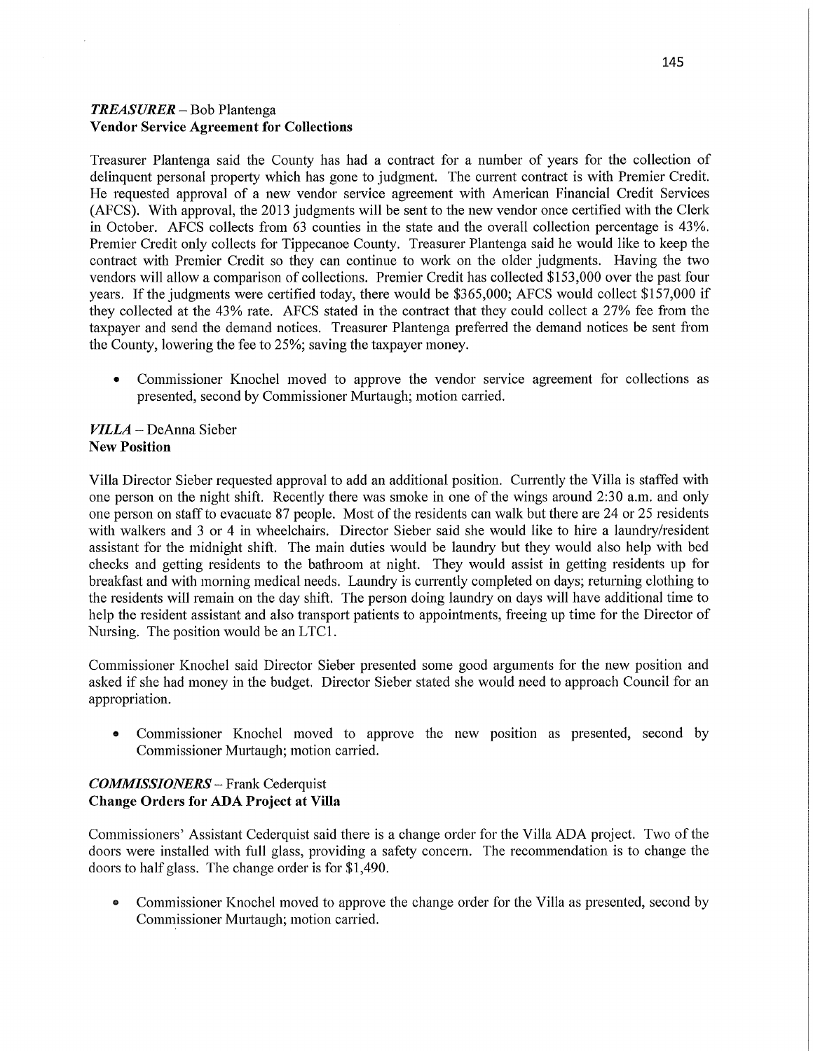***TREASURER*** – Bob Plantenga
**Vendor Service Agreement for Collections**

Treasurer Plantenga said the County has had a contract for a number of years for the collection of delinquent personal property which has gone to judgment. The current contract is with Premier Credit. He requested approval of a new vendor service agreement with American Financial Credit Services (AFCS). With approval, the 2013 judgments will be sent to the new vendor once certified with the Clerk in October. AFCS collects from 63 counties in the state and the overall collection percentage is 43%. Premier Credit only collects for Tippecanoe County. Treasurer Plantenga said he would like to keep the contract with Premier Credit so they can continue to work on the older judgments. Having the two vendors will allow a comparison of collections. Premier Credit has collected $153,000 over the past four years. If the judgments were certified today, there would be $365,000; AFCS would collect $157,000 if they collected at the 43% rate. AFCS stated in the contract that they could collect a 27% fee from the taxpayer and send the demand notices. Treasurer Plantenga preferred the demand notices be sent from the County, lowering the fee to 25%; saving the taxpayer money.

- Commissioner Knochel moved to approve the vendor service agreement for collections as presented, second by Commissioner Murtaugh; motion carried.

***VILLA*** – DeAnna Sieber
**New Position**

Villa Director Sieber requested approval to add an additional position. Currently the Villa is staffed with one person on the night shift. Recently there was smoke in one of the wings around 2:30 a.m. and only one person on staff to evacuate 87 people. Most of the residents can walk but there are 24 or 25 residents with walkers and 3 or 4 in wheelchairs. Director Sieber said she would like to hire a laundry/resident assistant for the midnight shift. The main duties would be laundry but they would also help with bed checks and getting residents to the bathroom at night. They would assist in getting residents up for breakfast and with morning medical needs. Laundry is currently completed on days; returning clothing to the residents will remain on the day shift. The person doing laundry on days will have additional time to help the resident assistant and also transport patients to appointments, freeing up time for the Director of Nursing. The position would be an LTC1.

Commissioner Knochel said Director Sieber presented some good arguments for the new position and asked if she had money in the budget. Director Sieber stated she would need to approach Council for an appropriation.

- Commissioner Knochel moved to approve the new position as presented, second by Commissioner Murtaugh; motion carried.

***COMMISSIONERS*** – Frank Cederquist
**Change Orders for ADA Project at Villa**

Commissioners' Assistant Cederquist said there is a change order for the Villa ADA project. Two of the doors were installed with full glass, providing a safety concern. The recommendation is to change the doors to half glass. The change order is for $1,490.

- Commissioner Knochel moved to approve the change order for the Villa as presented, second by Commissioner Murtaugh; motion carried.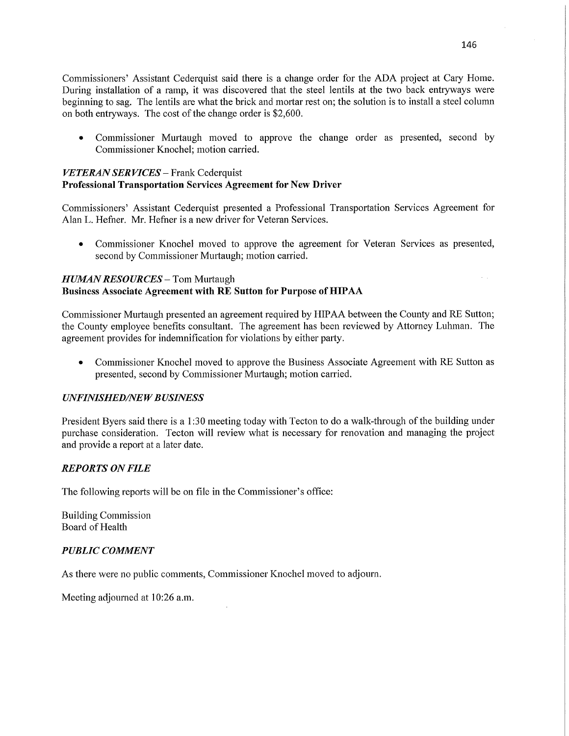Commissioners' Assistant Cederquist said there is a change order for the ADA project at Cary Home. During installation of a ramp, it was discovered that the steel lentils at the two back entryways were beginning to sag. The lentils are what the brick and mortar rest on; the solution is to install a steel column on both entryways. The cost of the change order is $2,600.

- Commissioner Murtaugh moved to approve the change order as presented, second by Commissioner Knochel; motion carried.

***VETERAN SERVICES*** – Frank Cederquist
**Professional Transportation Services Agreement for New Driver**

Commissioners' Assistant Cederquist presented a Professional Transportation Services Agreement for Alan L. Hefner. Mr. Hefner is a new driver for Veteran Services.

- Commissioner Knochel moved to approve the agreement for Veteran Services as presented, second by Commissioner Murtaugh; motion carried.

***HUMAN RESOURCES*** – Tom Murtaugh
**Business Associate Agreement with RE Sutton for Purpose of HIPAA**

Commissioner Murtaugh presented an agreement required by HIPAA between the County and RE Sutton; the County employee benefits consultant. The agreement has been reviewed by Attorney Luhman. The agreement provides for indemnification for violations by either party.

- Commissioner Knochel moved to approve the Business Associate Agreement with RE Sutton as presented, second by Commissioner Murtaugh; motion carried.

***UNFINISHED/NEW BUSINESS***

President Byers said there is a 1:30 meeting today with Tecton to do a walk-through of the building under purchase consideration. Tecton will review what is necessary for renovation and managing the project and provide a report at a later date.

***REPORTS ON FILE***

The following reports will be on file in the Commissioner's office:

Building Commission
Board of Health

***PUBLIC COMMENT***

As there were no public comments, Commissioner Knochel moved to adjourn.

Meeting adjourned at 10:26 a.m.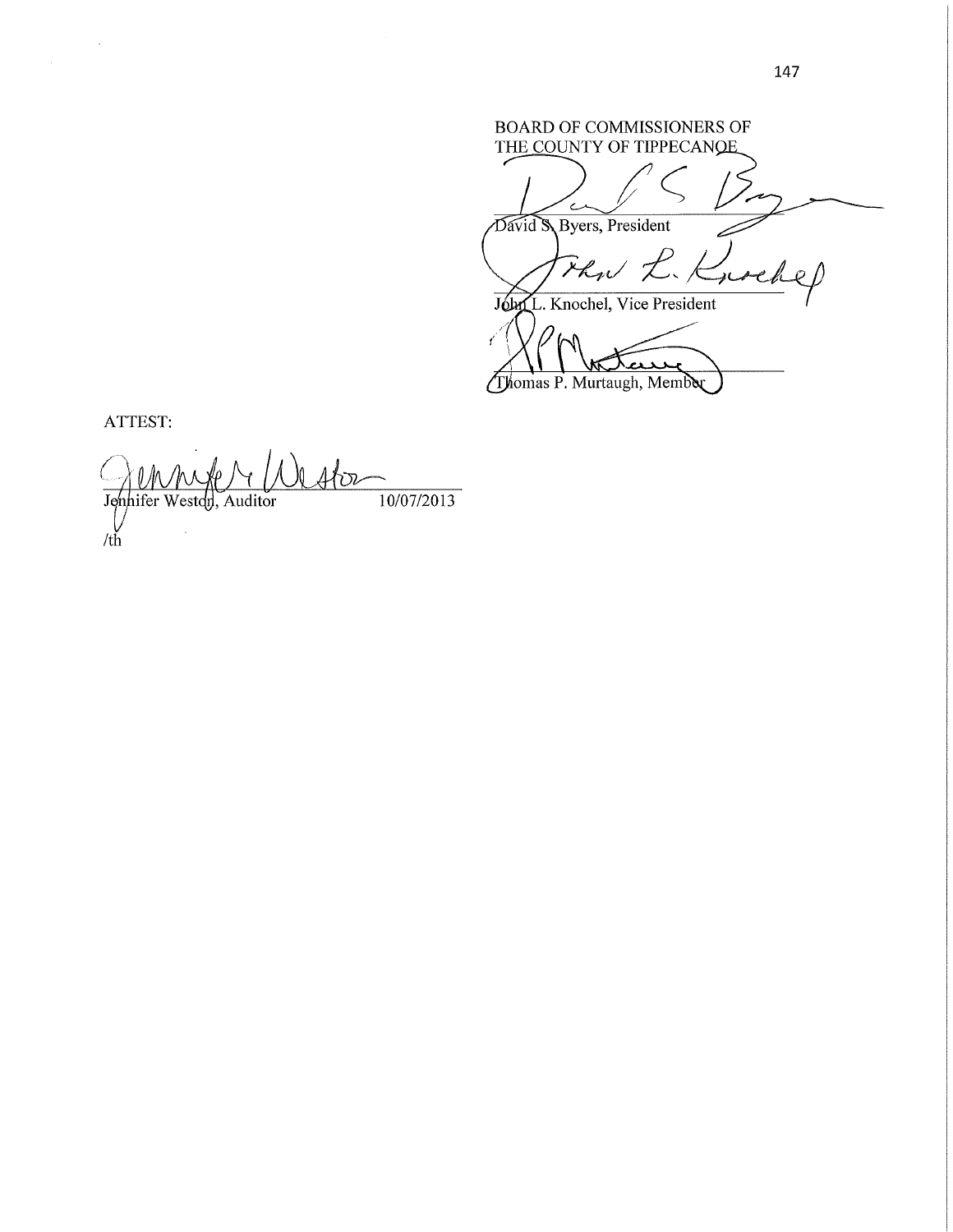BOARD OF COMMISSIONERS OF
THE COUNTY OF TIPPECANOE

David S. Byers, President

John L. Knochel, Vice President

Thomas P. Murtaugh, Member

ATTEST:

Jennifer Weston, Auditor 10/07/2013

/th